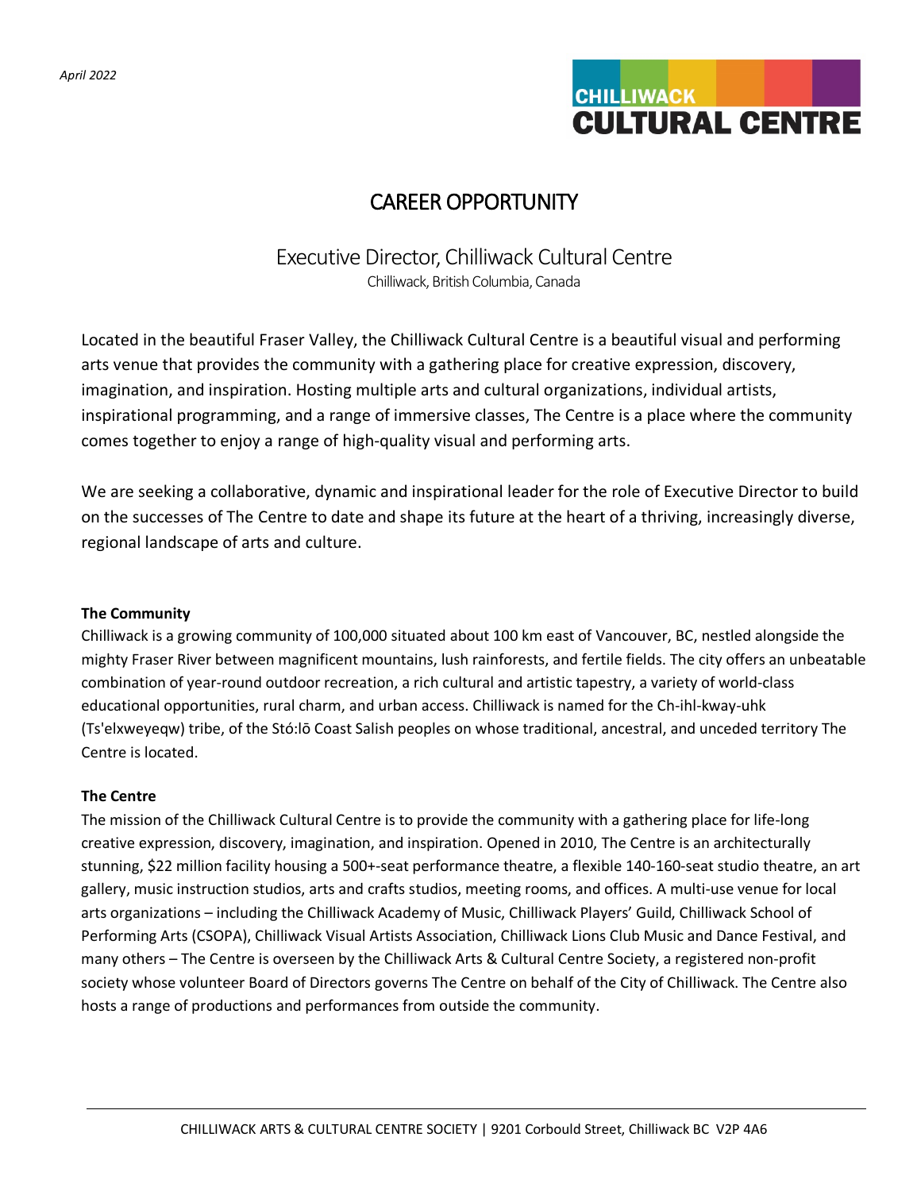*April 2022*

CHILLIWACK CULTURAL CENTRE

# CAREER OPPORTUNITY

## Executive Director, Chilliwack Cultural Centre

Chilliwack, British Columbia, Canada

Located in the beautiful Fraser Valley, the Chilliwack Cultural Centre is a beautiful visual and performing arts venue that provides the community with a gathering place for creative expression, discovery, imagination, and inspiration. Hosting multiple arts and cultural organizations, individual artists, inspirational programming, and a range of immersive classes, The Centre is a place where the community comes together to enjoy a range of high-quality visual and performing arts.

We are seeking a collaborative, dynamic and inspirational leader for the role of Executive Director to build on the successes of The Centre to date and shape its future at the heart of a thriving, increasingly diverse, regional landscape of arts and culture.

**The Community**

Chilliwack is a growing community of 100,000 situated about 100 km east of Vancouver, BC, nestled alongside the mighty Fraser River between magnificent mountains, lush rainforests, and fertile fields. The city offers an unbeatable combination of year-round outdoor recreation, a rich cultural and artistic tapestry, a variety of world-class educational opportunities, rural charm, and urban access. Chilliwack is named for the Ch-ihl-kway-uhk (Ts'elxweyeqw) tribe, of the Stó:lō Coast Salish peoples on whose traditional, ancestral, and unceded territory The Centre is located.

**The Centre**

The mission of the Chilliwack Cultural Centre is to provide the community with a gathering place for life-long creative expression, discovery, imagination, and inspiration. Opened in 2010, The Centre is an architecturally stunning, $22 million facility housing a 500+-seat performance theatre, a flexible 140-160-seat studio theatre, an art gallery, music instruction studios, arts and crafts studios, meeting rooms, and offices. A multi-use venue for local arts organizations – including the Chilliwack Academy of Music, Chilliwack Players' Guild, Chilliwack School of Performing Arts (CSOPA), Chilliwack Visual Artists Association, Chilliwack Lions Club Music and Dance Festival, and many others – The Centre is overseen by the Chilliwack Arts & Cultural Centre Society, a registered non-profit society whose volunteer Board of Directors governs The Centre on behalf of the City of Chilliwack. The Centre also hosts a range of productions and performances from outside the community.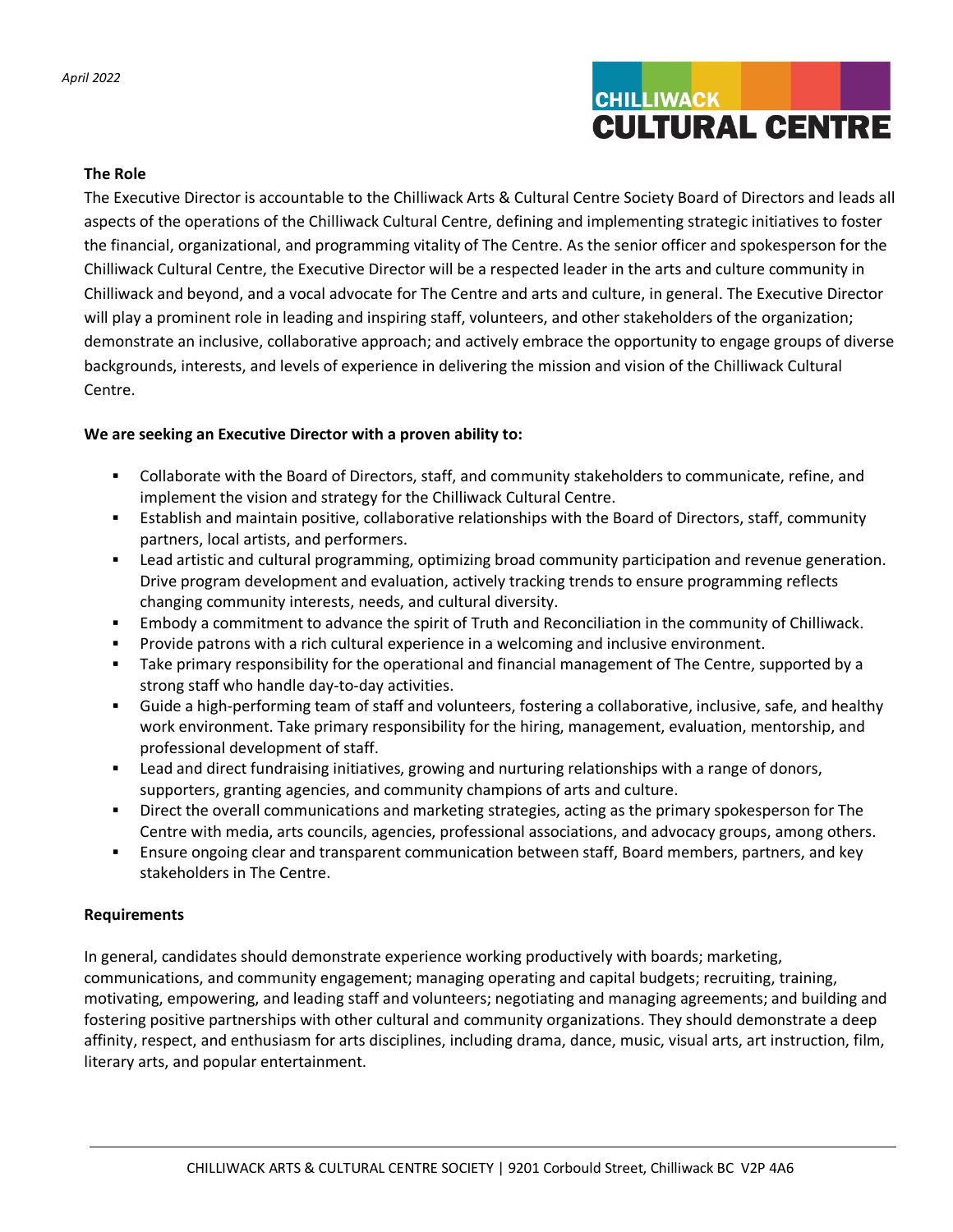April 2022

**CHILLIWACK CULTURAL CENTRE**

## The Role

The Executive Director is accountable to the Chilliwack Arts & Cultural Centre Society Board of Directors and leads all aspects of the operations of the Chilliwack Cultural Centre, defining and implementing strategic initiatives to foster the financial, organizational, and programming vitality of The Centre. As the senior officer and spokesperson for the Chilliwack Cultural Centre, the Executive Director will be a respected leader in the arts and culture community in Chilliwack and beyond, and a vocal advocate for The Centre and arts and culture, in general. The Executive Director will play a prominent role in leading and inspiring staff, volunteers, and other stakeholders of the organization; demonstrate an inclusive, collaborative approach; and actively embrace the opportunity to engage groups of diverse backgrounds, interests, and levels of experience in delivering the mission and vision of the Chilliwack Cultural Centre.

**We are seeking an Executive Director with a proven ability to:**

- Collaborate with the Board of Directors, staff, and community stakeholders to communicate, refine, and implement the vision and strategy for the Chilliwack Cultural Centre.
- Establish and maintain positive, collaborative relationships with the Board of Directors, staff, community partners, local artists, and performers.
- Lead artistic and cultural programming, optimizing broad community participation and revenue generation. Drive program development and evaluation, actively tracking trends to ensure programming reflects changing community interests, needs, and cultural diversity.
- Embody a commitment to advance the spirit of Truth and Reconciliation in the community of Chilliwack.
- Provide patrons with a rich cultural experience in a welcoming and inclusive environment.
- Take primary responsibility for the operational and financial management of The Centre, supported by a strong staff who handle day-to-day activities.
- Guide a high-performing team of staff and volunteers, fostering a collaborative, inclusive, safe, and healthy work environment. Take primary responsibility for the hiring, management, evaluation, mentorship, and professional development of staff.
- Lead and direct fundraising initiatives, growing and nurturing relationships with a range of donors, supporters, granting agencies, and community champions of arts and culture.
- Direct the overall communications and marketing strategies, acting as the primary spokesperson for The Centre with media, arts councils, agencies, professional associations, and advocacy groups, among others.
- Ensure ongoing clear and transparent communication between staff, Board members, partners, and key stakeholders in The Centre.

## Requirements

In general, candidates should demonstrate experience working productively with boards; marketing, communications, and community engagement; managing operating and capital budgets; recruiting, training, motivating, empowering, and leading staff and volunteers; negotiating and managing agreements; and building and fostering positive partnerships with other cultural and community organizations. They should demonstrate a deep affinity, respect, and enthusiasm for arts disciplines, including drama, dance, music, visual arts, art instruction, film, literary arts, and popular entertainment.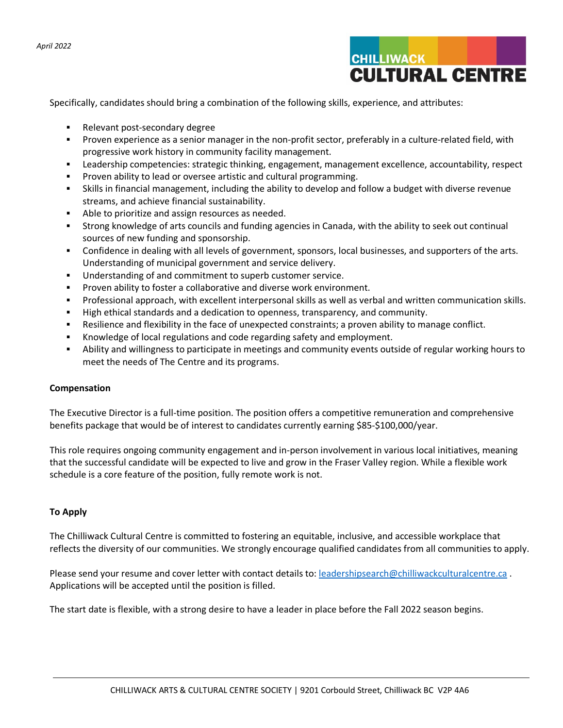Specifically, candidates should bring a combination of the following skills, experience, and attributes:

- Relevant post-secondary degree
- Proven experience as a senior manager in the non-profit sector, preferably in a culture-related field, with progressive work history in community facility management.
- Leadership competencies: strategic thinking, engagement, management excellence, accountability, respect
- Proven ability to lead or oversee artistic and cultural programming.
- Skills in financial management, including the ability to develop and follow a budget with diverse revenue streams, and achieve financial sustainability.
- Able to prioritize and assign resources as needed.
- Strong knowledge of arts councils and funding agencies in Canada, with the ability to seek out continual sources of new funding and sponsorship.
- Confidence in dealing with all levels of government, sponsors, local businesses, and supporters of the arts. Understanding of municipal government and service delivery.
- Understanding of and commitment to superb customer service.
- Proven ability to foster a collaborative and diverse work environment.
- Professional approach, with excellent interpersonal skills as well as verbal and written communication skills.
- High ethical standards and a dedication to openness, transparency, and community.
- Resilience and flexibility in the face of unexpected constraints; a proven ability to manage conflict.
- Knowledge of local regulations and code regarding safety and employment.
- Ability and willingness to participate in meetings and community events outside of regular working hours to meet the needs of The Centre and its programs.

**Compensation**

The Executive Director is a full-time position. The position offers a competitive remuneration and comprehensive benefits package that would be of interest to candidates currently earning $85-$100,000/year.

This role requires ongoing community engagement and in-person involvement in various local initiatives, meaning that the successful candidate will be expected to live and grow in the Fraser Valley region. While a flexible work schedule is a core feature of the position, fully remote work is not.

**To Apply**

The Chilliwack Cultural Centre is committed to fostering an equitable, inclusive, and accessible workplace that reflects the diversity of our communities. We strongly encourage qualified candidates from all communities to apply.

Please send your resume and cover letter with contact details to: leadershipsearch@chilliwackculturalcentre.ca . Applications will be accepted until the position is filled.

The start date is flexible, with a strong desire to have a leader in place before the Fall 2022 season begins.